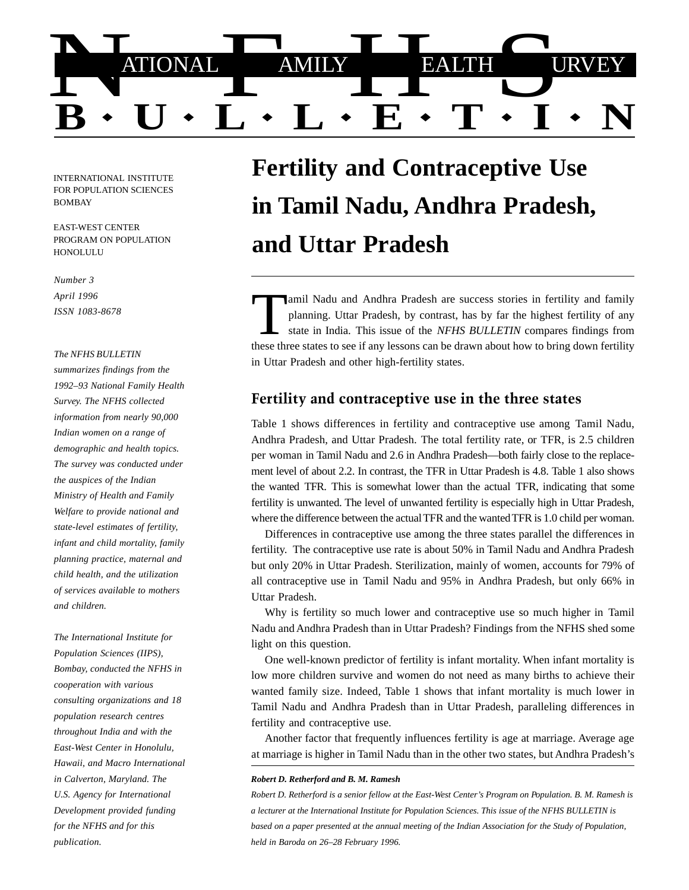# NATIONAL FAMILY HEALTH SURVEY BULLETIN

INTERNATIONAL INSTITUTE FOR POPULATION SCIENCES BOMBAY

EAST-WEST CENTER PROGRAM ON POPULATION HONOLULU

*Number 3*
*April 1996*
*ISSN 1083-8678*

*The NFHS BULLETIN summarizes findings from the 1992–93 National Family Health Survey. The NFHS collected information from nearly 90,000 Indian women on a range of demographic and health topics. The survey was conducted under the auspices of the Indian Ministry of Health and Family Welfare to provide national and state-level estimates of fertility, infant and child mortality, family planning practice, maternal and child health, and the utilization of services available to mothers and children.*

*The International Institute for Population Sciences (IIPS), Bombay, conducted the NFHS in cooperation with various consulting organizations and 18 population research centres throughout India and with the East-West Center in Honolulu, Hawaii, and Macro International in Calverton, Maryland. The U.S. Agency for International Development provided funding for the NFHS and for this publication.*

## Fertility and Contraceptive Use in Tamil Nadu, Andhra Pradesh, and Uttar Pradesh

Tamil Nadu and Andhra Pradesh are success stories in fertility and family planning. Uttar Pradesh, by contrast, has by far the highest fertility of any state in India. This issue of the *NFHS BULLETIN* compares findings from these three states to see if any lessons can be drawn about how to bring down fertility in Uttar Pradesh and other high-fertility states.

### Fertility and contraceptive use in the three states

Table 1 shows differences in fertility and contraceptive use among Tamil Nadu, Andhra Pradesh, and Uttar Pradesh. The total fertility rate, or TFR, is 2.5 children per woman in Tamil Nadu and 2.6 in Andhra Pradesh—both fairly close to the replacement level of about 2.2. In contrast, the TFR in Uttar Pradesh is 4.8. Table 1 also shows the wanted TFR. This is somewhat lower than the actual TFR, indicating that some fertility is unwanted. The level of unwanted fertility is especially high in Uttar Pradesh, where the difference between the actual TFR and the wanted TFR is 1.0 child per woman.

Differences in contraceptive use among the three states parallel the differences in fertility. The contraceptive use rate is about 50% in Tamil Nadu and Andhra Pradesh but only 20% in Uttar Pradesh. Sterilization, mainly of women, accounts for 79% of all contraceptive use in Tamil Nadu and 95% in Andhra Pradesh, but only 66% in Uttar Pradesh.

Why is fertility so much lower and contraceptive use so much higher in Tamil Nadu and Andhra Pradesh than in Uttar Pradesh? Findings from the NFHS shed some light on this question.

One well-known predictor of fertility is infant mortality. When infant mortality is low more children survive and women do not need as many births to achieve their wanted family size. Indeed, Table 1 shows that infant mortality is much lower in Tamil Nadu and Andhra Pradesh than in Uttar Pradesh, paralleling differences in fertility and contraceptive use.

Another factor that frequently influences fertility is age at marriage. Average age at marriage is higher in Tamil Nadu than in the other two states, but Andhra Pradesh's

***Robert D. Retherford and B. M. Ramesh***

*Robert D. Retherford is a senior fellow at the East-West Center's Program on Population. B. M. Ramesh is a lecturer at the International Institute for Population Sciences. This issue of the NFHS BULLETIN is based on a paper presented at the annual meeting of the Indian Association for the Study of Population, held in Baroda on 26–28 February 1996.*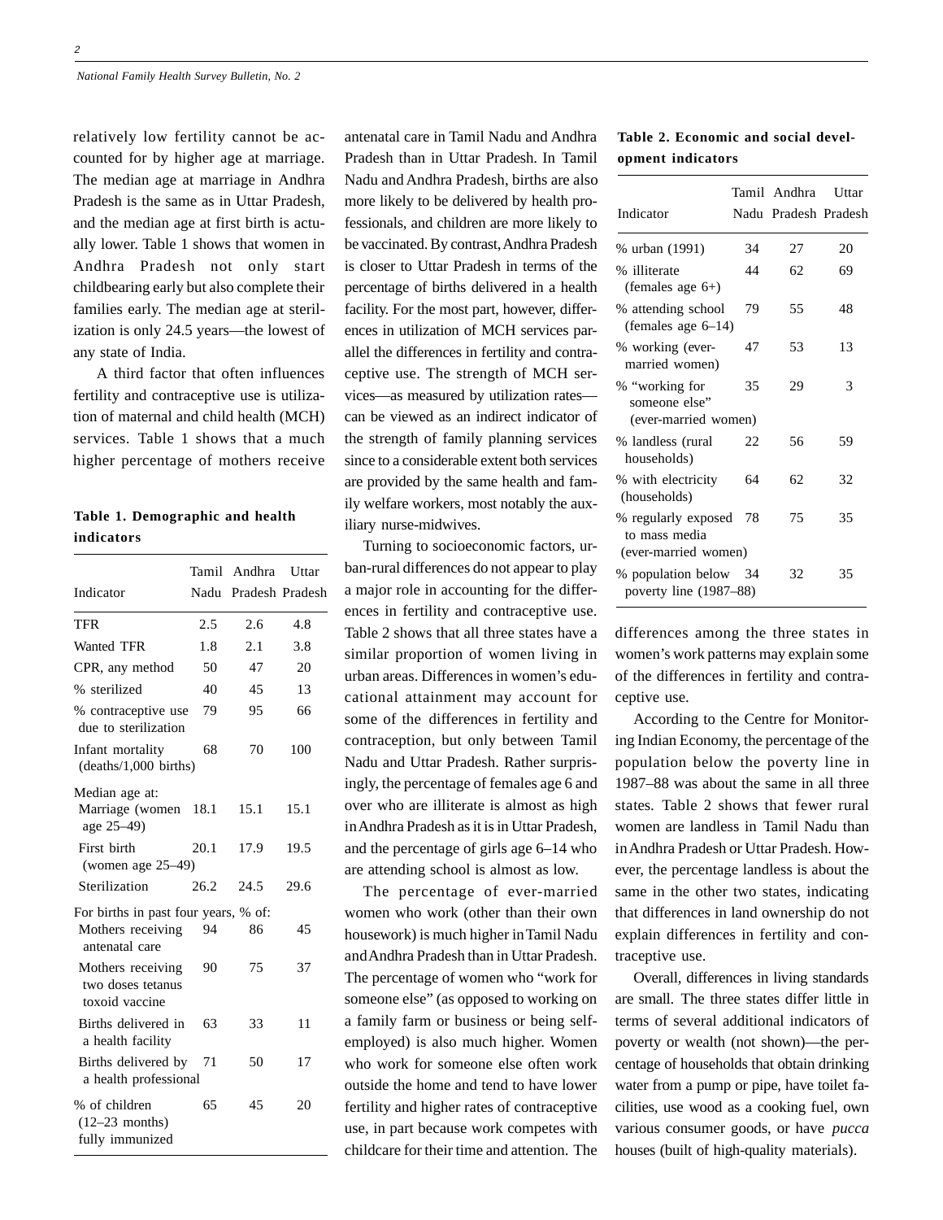relatively low fertility cannot be accounted for by higher age at marriage. The median age at marriage in Andhra Pradesh is the same as in Uttar Pradesh, and the median age at first birth is actually lower. Table 1 shows that women in Andhra Pradesh not only start childbearing early but also complete their families early. The median age at sterilization is only 24.5 years—the lowest of any state of India.

A third factor that often influences fertility and contraceptive use is utilization of maternal and child health (MCH) services. Table 1 shows that a much higher percentage of mothers receive antenatal care in Tamil Nadu and Andhra Pradesh than in Uttar Pradesh. In Tamil Nadu and Andhra Pradesh, births are also more likely to be delivered by health professionals, and children are more likely to be vaccinated. By contrast, Andhra Pradesh is closer to Uttar Pradesh in terms of the percentage of births delivered in a health facility. For the most part, however, differences in utilization of MCH services parallel the differences in fertility and contraceptive use. The strength of MCH services—as measured by utilization rates—can be viewed as an indirect indicator of the strength of family planning services since to a considerable extent both services are provided by the same health and family welfare workers, most notably the auxiliary nurse-midwives.

**Table 1. Demographic and health indicators**

| Indicator | Tamil Nadu | Andhra Pradesh | Uttar Pradesh |
|---|---|---|---|
| TFR | 2.5 | 2.6 | 4.8 |
| Wanted TFR | 1.8 | 2.1 | 3.8 |
| CPR, any method | 50 | 47 | 20 |
| % sterilized | 40 | 45 | 13 |
| % contraceptive use due to sterilization | 79 | 95 | 66 |
| Infant mortality (deaths/1,000 births) | 68 | 70 | 100 |
| Median age at: | | | |
| Marriage (women age 25–49) | 18.1 | 15.1 | 15.1 |
| First birth (women age 25–49) | 20.1 | 17.9 | 19.5 |
| Sterilization | 26.2 | 24.5 | 29.6 |
| For births in past four years, % of: | | | |
| Mothers receiving antenatal care | 94 | 86 | 45 |
| Mothers receiving two doses tetanus toxoid vaccine | 90 | 75 | 37 |
| Births delivered in a health facility | 63 | 33 | 11 |
| Births delivered by a health professional | 71 | 50 | 17 |
| % of children (12–23 months) fully immunized | 65 | 45 | 20 |

Turning to socioeconomic factors, urban-rural differences do not appear to play a major role in accounting for the differences in fertility and contraceptive use. Table 2 shows that all three states have a similar proportion of women living in urban areas. Differences in women's educational attainment may account for some of the differences in fertility and contraception, but only between Tamil Nadu and Uttar Pradesh. Rather surprisingly, the percentage of females age 6 and over who are illiterate is almost as high in Andhra Pradesh as it is in Uttar Pradesh, and the percentage of girls age 6–14 who are attending school is almost as low.

The percentage of ever-married women who work (other than their own housework) is much higher in Tamil Nadu and Andhra Pradesh than in Uttar Pradesh. The percentage of women who "work for someone else" (as opposed to working on a family farm or business or being self-employed) is also much higher. Women who work for someone else often work outside the home and tend to have lower fertility and higher rates of contraceptive use, in part because work competes with childcare for their time and attention. The differences among the three states in women's work patterns may explain some of the differences in fertility and contraceptive use.

**Table 2. Economic and social development indicators**

| Indicator | Tamil Nadu | Andhra Pradesh | Uttar Pradesh |
|---|---|---|---|
| % urban (1991) | 34 | 27 | 20 |
| % illiterate (females age 6+) | 44 | 62 | 69 |
| % attending school (females age 6–14) | 79 | 55 | 48 |
| % working (ever-married women) | 47 | 53 | 13 |
| % "working for someone else" (ever-married women) | 35 | 29 | 3 |
| % landless (rural households) | 22 | 56 | 59 |
| % with electricity (households) | 64 | 62 | 32 |
| % regularly exposed to mass media (ever-married women) | 78 | 75 | 35 |
| % population below poverty line (1987–88) | 34 | 32 | 35 |

According to the Centre for Monitoring Indian Economy, the percentage of the population below the poverty line in 1987–88 was about the same in all three states. Table 2 shows that fewer rural women are landless in Tamil Nadu than in Andhra Pradesh or Uttar Pradesh. However, the percentage landless is about the same in the other two states, indicating that differences in land ownership do not explain differences in fertility and contraceptive use.

Overall, differences in living standards are small. The three states differ little in terms of several additional indicators of poverty or wealth (not shown)—the percentage of households that obtain drinking water from a pump or pipe, have toilet facilities, use wood as a cooking fuel, own various consumer goods, or have *pucca* houses (built of high-quality materials).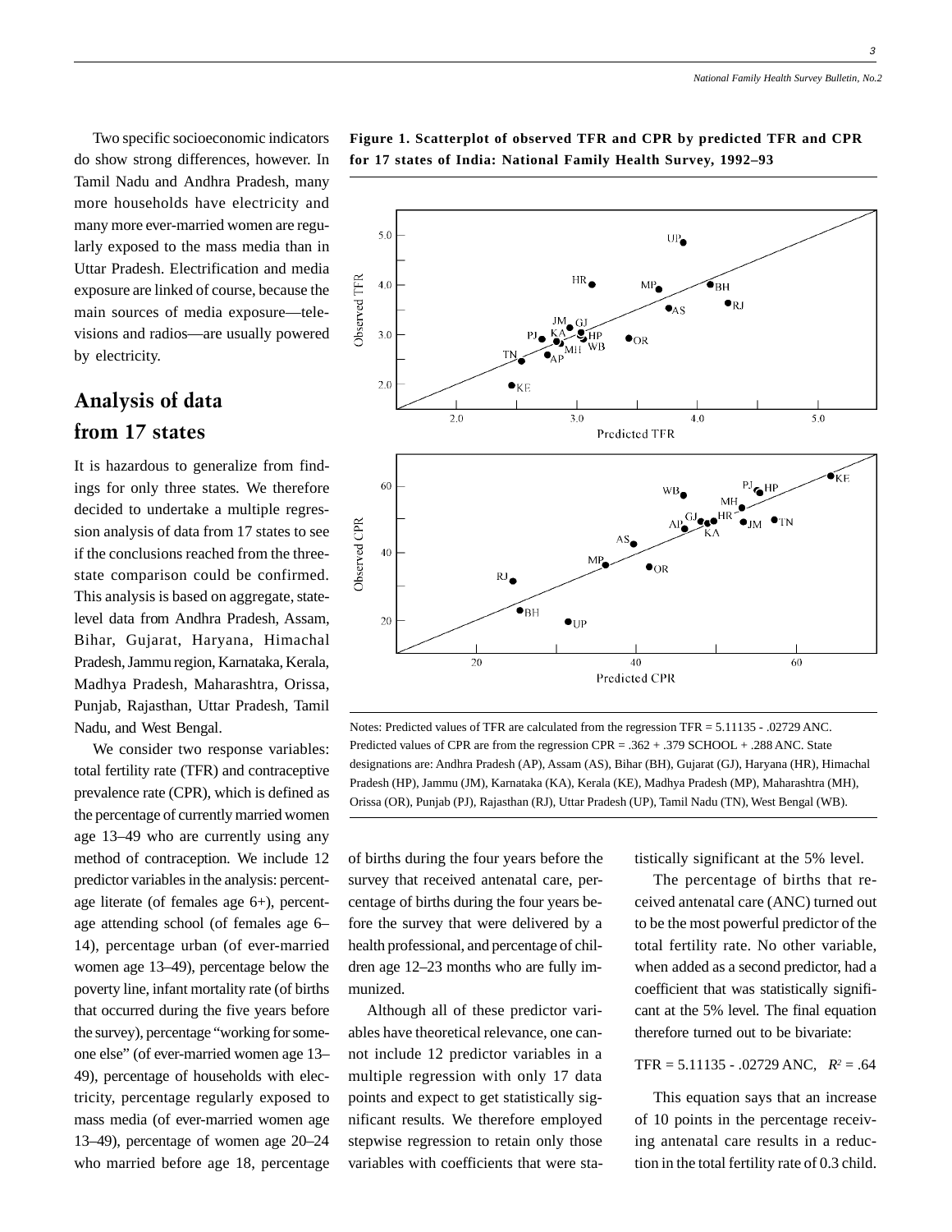Two specific socioeconomic indicators do show strong differences, however. In Tamil Nadu and Andhra Pradesh, many more households have electricity and many more ever-married women are regularly exposed to the mass media than in Uttar Pradesh. Electrification and media exposure are linked of course, because the main sources of media exposure—televisions and radios—are usually powered by electricity.

## Analysis of data from 17 states

It is hazardous to generalize from findings for only three states. We therefore decided to undertake a multiple regression analysis of data from 17 states to see if the conclusions reached from the three-state comparison could be confirmed. This analysis is based on aggregate, state-level data from Andhra Pradesh, Assam, Bihar, Gujarat, Haryana, Himachal Pradesh, Jammu region, Karnataka, Kerala, Madhya Pradesh, Maharashtra, Orissa, Punjab, Rajasthan, Uttar Pradesh, Tamil Nadu, and West Bengal.

We consider two response variables: total fertility rate (TFR) and contraceptive prevalence rate (CPR), which is defined as the percentage of currently married women age 13–49 who are currently using any method of contraception. We include 12 predictor variables in the analysis: percentage literate (of females age 6+), percentage attending school (of females age 6–14), percentage urban (of ever-married women age 13–49), percentage below the poverty line, infant mortality rate (of births that occurred during the five years before the survey), percentage "working for someone else" (of ever-married women age 13–49), percentage of households with electricity, percentage regularly exposed to mass media (of ever-married women age 13–49), percentage of women age 20–24 who married before age 18, percentage of births during the four years before the survey that received antenatal care, percentage of births during the four years before the survey that were delivered by a health professional, and percentage of children age 12–23 months who are fully immunized.

**Figure 1. Scatterplot of observed TFR and CPR by predicted TFR and CPR for 17 states of India: National Family Health Survey, 1992–93**

Notes: Predicted values of TFR are calculated from the regression TFR = 5.11135 - .02729 ANC. Predicted values of CPR are from the regression CPR = .362 + .379 SCHOOL + .288 ANC. State designations are: Andhra Pradesh (AP), Assam (AS), Bihar (BH), Gujarat (GJ), Haryana (HR), Himachal Pradesh (HP), Jammu (JM), Karnataka (KA), Kerala (KE), Madhya Pradesh (MP), Maharashtra (MH), Orissa (OR), Punjab (PJ), Rajasthan (RJ), Uttar Pradesh (UP), Tamil Nadu (TN), West Bengal (WB).

Although all of these predictor variables have theoretical relevance, one cannot include 12 predictor variables in a multiple regression with only 17 data points and expect to get statistically significant results. We therefore employed stepwise regression to retain only those variables with coefficients that were statistically significant at the 5% level.

The percentage of births that received antenatal care (ANC) turned out to be the most powerful predictor of the total fertility rate. No other variable, when added as a second predictor, had a coefficient that was statistically significant at the 5% level. The final equation therefore turned out to be bivariate:

TFR = 5.11135 - .02729 ANC, $R^2 = .64$

This equation says that an increase of 10 points in the percentage receiving antenatal care results in a reduction in the total fertility rate of 0.3 child.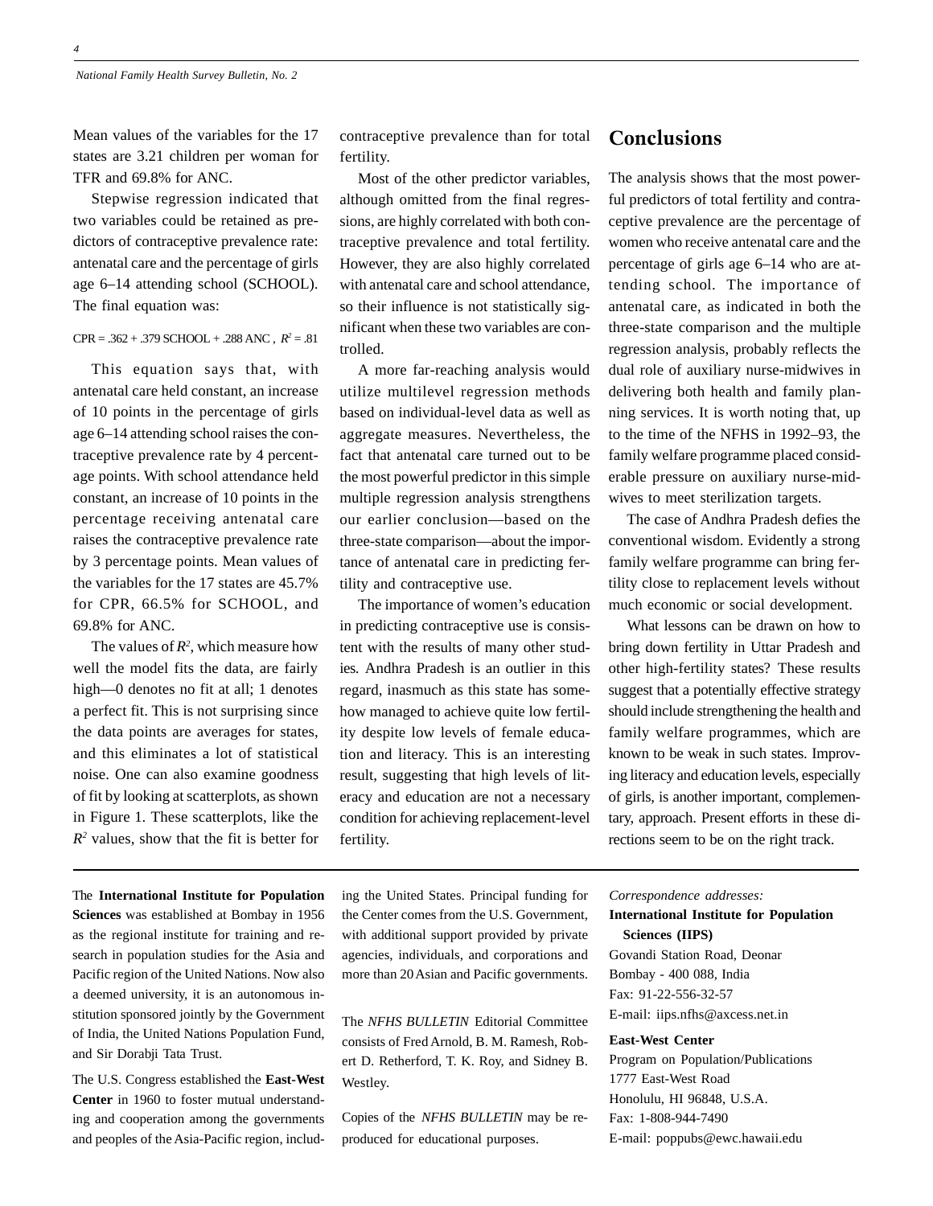Mean values of the variables for the 17 states are 3.21 children per woman for TFR and 69.8% for ANC.

Stepwise regression indicated that two variables could be retained as predictors of contraceptive prevalence rate: antenatal care and the percentage of girls age 6–14 attending school (SCHOOL). The final equation was:

$$\text{CPR} = .362 + .379\ \text{SCHOOL} + .288\ \text{ANC}\ ,\ R^2 = .81$$

This equation says that, with antenatal care held constant, an increase of 10 points in the percentage of girls age 6–14 attending school raises the contraceptive prevalence rate by 4 percentage points. With school attendance held constant, an increase of 10 points in the percentage receiving antenatal care raises the contraceptive prevalence rate by 3 percentage points. Mean values of the variables for the 17 states are 45.7% for CPR, 66.5% for SCHOOL, and 69.8% for ANC.

The values of $R^2$, which measure how well the model fits the data, are fairly high—0 denotes no fit at all; 1 denotes a perfect fit. This is not surprising since the data points are averages for states, and this eliminates a lot of statistical noise. One can also examine goodness of fit by looking at scatterplots, as shown in Figure 1. These scatterplots, like the $R^2$ values, show that the fit is better for contraceptive prevalence than for total fertility.

Most of the other predictor variables, although omitted from the final regressions, are highly correlated with both contraceptive prevalence and total fertility. However, they are also highly correlated with antenatal care and school attendance, so their influence is not statistically significant when these two variables are controlled.

A more far-reaching analysis would utilize multilevel regression methods based on individual-level data as well as aggregate measures. Nevertheless, the fact that antenatal care turned out to be the most powerful predictor in this simple multiple regression analysis strengthens our earlier conclusion—based on the three-state comparison—about the importance of antenatal care in predicting fertility and contraceptive use.

The importance of women's education in predicting contraceptive use is consistent with the results of many other studies. Andhra Pradesh is an outlier in this regard, inasmuch as this state has somehow managed to achieve quite low fertility despite low levels of female education and literacy. This is an interesting result, suggesting that high levels of literacy and education are not a necessary condition for achieving replacement-level fertility.

## Conclusions

The analysis shows that the most powerful predictors of total fertility and contraceptive prevalence are the percentage of women who receive antenatal care and the percentage of girls age 6–14 who are attending school. The importance of antenatal care, as indicated in both the three-state comparison and the multiple regression analysis, probably reflects the dual role of auxiliary nurse-midwives in delivering both health and family planning services. It is worth noting that, up to the time of the NFHS in 1992–93, the family welfare programme placed considerable pressure on auxiliary nurse-midwives to meet sterilization targets.

The case of Andhra Pradesh defies the conventional wisdom. Evidently a strong family welfare programme can bring fertility close to replacement levels without much economic or social development.

What lessons can be drawn on how to bring down fertility in Uttar Pradesh and other high-fertility states? These results suggest that a potentially effective strategy should include strengthening the health and family welfare programmes, which are known to be weak in such states. Improving literacy and education levels, especially of girls, is another important, complementary, approach. Present efforts in these directions seem to be on the right track.

---

The **International Institute for Population Sciences** was established at Bombay in 1956 as the regional institute for training and research in population studies for the Asia and Pacific region of the United Nations. Now also a deemed university, it is an autonomous institution sponsored jointly by the Government of India, the United Nations Population Fund, and Sir Dorabji Tata Trust.

The U.S. Congress established the **East-West Center** in 1960 to foster mutual understanding and cooperation among the governments and peoples of the Asia-Pacific region, including the United States. Principal funding for the Center comes from the U.S. Government, with additional support provided by private agencies, individuals, and corporations and more than 20 Asian and Pacific governments.

The *NFHS BULLETIN* Editorial Committee consists of Fred Arnold, B. M. Ramesh, Robert D. Retherford, T. K. Roy, and Sidney B. Westley.

Copies of the *NFHS BULLETIN* may be reproduced for educational purposes.

*Correspondence addresses:*

**International Institute for Population Sciences (IIPS)**
Govandi Station Road, Deonar
Bombay - 400 088, India
Fax: 91-22-556-32-57
E-mail: iips.nfhs@axcess.net.in

**East-West Center**
Program on Population/Publications
1777 East-West Road
Honolulu, HI 96848, U.S.A.
Fax: 1-808-944-7490
E-mail: poppubs@ewc.hawaii.edu